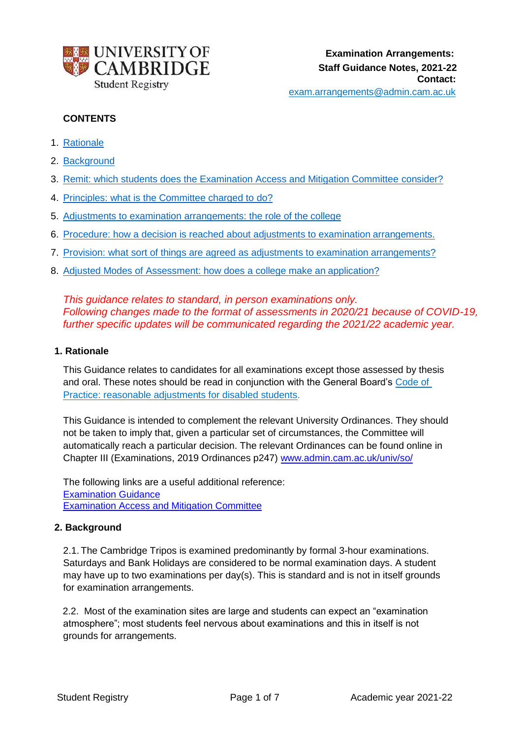UNIVERSITY OF CAMBRIDGE
Student Registry

**Examination Arrangements: Staff Guidance Notes, 2021-22**
**Contact:** exam.arrangements@admin.cam.ac.uk

**CONTENTS**

1. Rationale
2. Background
3. Remit: which students does the Examination Access and Mitigation Committee consider?
4. Principles: what is the Committee charged to do?
5. Adjustments to examination arrangements: the role of the college
6. Procedure: how a decision is reached about adjustments to examination arrangements.
7. Provision: what sort of things are agreed as adjustments to examination arrangements?
8. Adjusted Modes of Assessment: how does a college make an application?

*This guidance relates to standard, in person examinations only.*
*Following changes made to the format of assessments in 2020/21 because of COVID-19, further specific updates will be communicated regarding the 2021/22 academic year.*

## 1. Rationale

This Guidance relates to candidates for all examinations except those assessed by thesis and oral. These notes should be read in conjunction with the General Board's Code of Practice: reasonable adjustments for disabled students.

This Guidance is intended to complement the relevant University Ordinances. They should not be taken to imply that, given a particular set of circumstances, the Committee will automatically reach a particular decision. The relevant Ordinances can be found online in Chapter III (Examinations, 2019 Ordinances p247) www.admin.cam.ac.uk/univ/so/

The following links are a useful additional reference:
Examination Guidance
Examination Access and Mitigation Committee

## 2. Background

2.1. The Cambridge Tripos is examined predominantly by formal 3-hour examinations. Saturdays and Bank Holidays are considered to be normal examination days. A student may have up to two examinations per day(s). This is standard and is not in itself grounds for examination arrangements.

2.2. Most of the examination sites are large and students can expect an "examination atmosphere"; most students feel nervous about examinations and this in itself is not grounds for arrangements.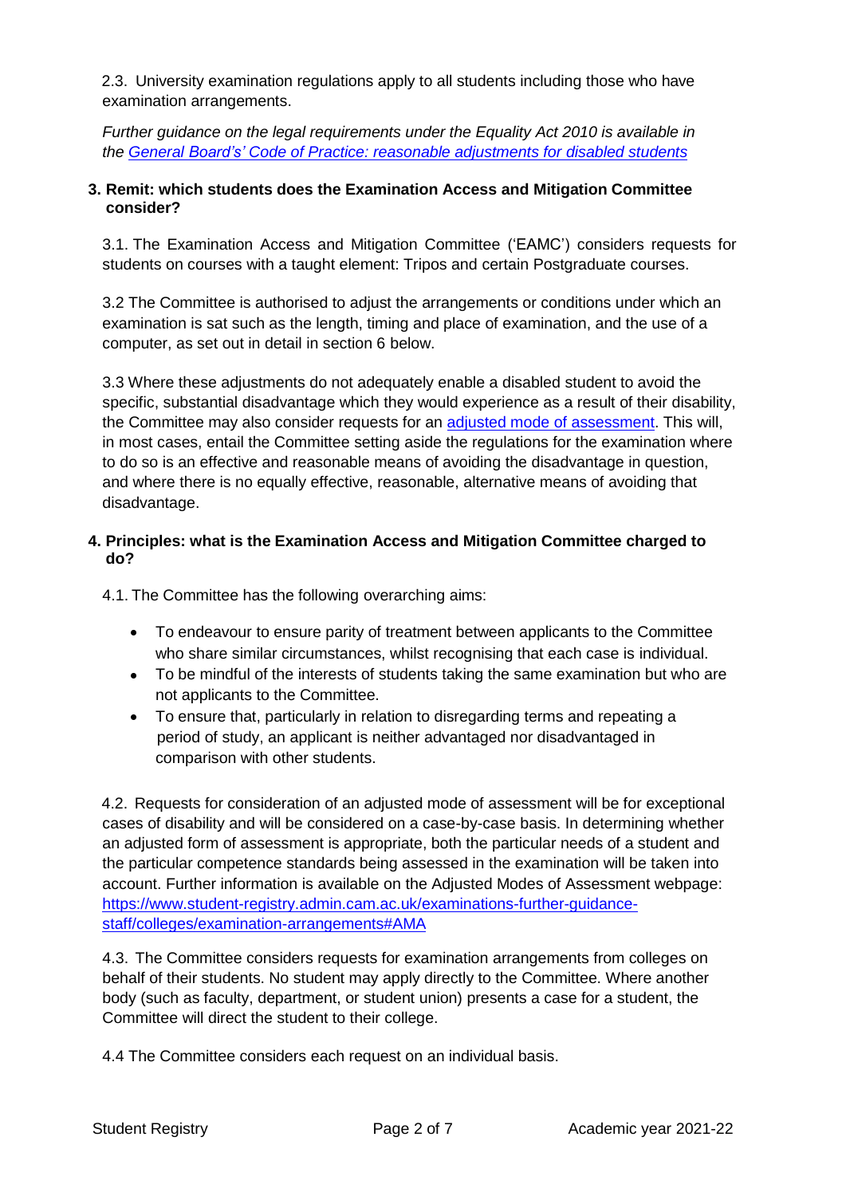2.3. University examination regulations apply to all students including those who have examination arrangements.

*Further guidance on the legal requirements under the Equality Act 2010 is available in the [General Board's' Code of Practice: reasonable adjustments for disabled students](#)*

## 3. Remit: which students does the Examination Access and Mitigation Committee consider?

3.1. The Examination Access and Mitigation Committee ('EAMC') considers requests for students on courses with a taught element: Tripos and certain Postgraduate courses.

3.2 The Committee is authorised to adjust the arrangements or conditions under which an examination is sat such as the length, timing and place of examination, and the use of a computer, as set out in detail in section 6 below.

3.3 Where these adjustments do not adequately enable a disabled student to avoid the specific, substantial disadvantage which they would experience as a result of their disability, the Committee may also consider requests for an [adjusted mode of assessment](#). This will, in most cases, entail the Committee setting aside the regulations for the examination where to do so is an effective and reasonable means of avoiding the disadvantage in question, and where there is no equally effective, reasonable, alternative means of avoiding that disadvantage.

## 4. Principles: what is the Examination Access and Mitigation Committee charged to do?

4.1. The Committee has the following overarching aims:

- To endeavour to ensure parity of treatment between applicants to the Committee who share similar circumstances, whilst recognising that each case is individual.
- To be mindful of the interests of students taking the same examination but who are not applicants to the Committee.
- To ensure that, particularly in relation to disregarding terms and repeating a period of study, an applicant is neither advantaged nor disadvantaged in comparison with other students.

4.2. Requests for consideration of an adjusted mode of assessment will be for exceptional cases of disability and will be considered on a case-by-case basis. In determining whether an adjusted form of assessment is appropriate, both the particular needs of a student and the particular competence standards being assessed in the examination will be taken into account. Further information is available on the Adjusted Modes of Assessment webpage: [https://www.student-registry.admin.cam.ac.uk/examinations-further-guidance-staff/colleges/examination-arrangements#AMA](https://www.student-registry.admin.cam.ac.uk/examinations-further-guidance-staff/colleges/examination-arrangements#AMA)

4.3. The Committee considers requests for examination arrangements from colleges on behalf of their students. No student may apply directly to the Committee. Where another body (such as faculty, department, or student union) presents a case for a student, the Committee will direct the student to their college.

4.4 The Committee considers each request on an individual basis.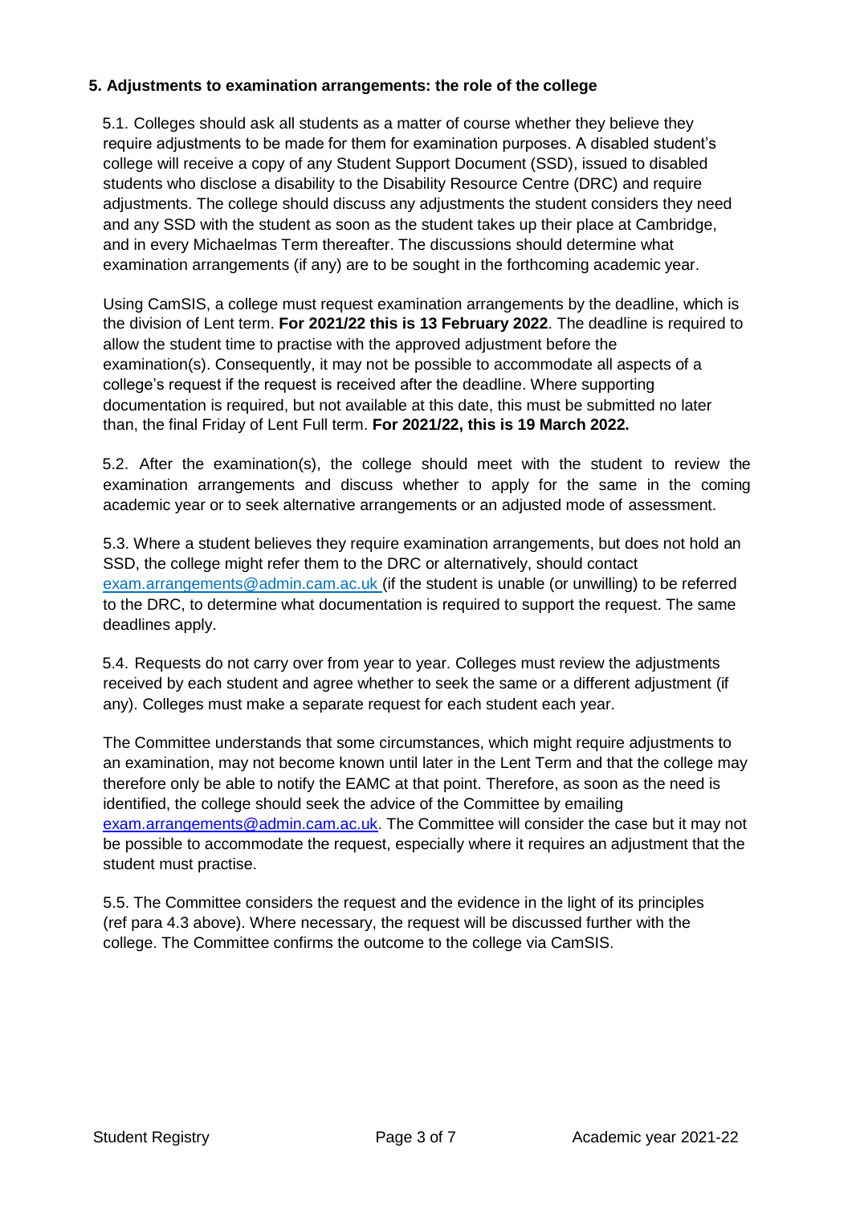## 5. Adjustments to examination arrangements: the role of the college

5.1. Colleges should ask all students as a matter of course whether they believe they require adjustments to be made for them for examination purposes. A disabled student's college will receive a copy of any Student Support Document (SSD), issued to disabled students who disclose a disability to the Disability Resource Centre (DRC) and require adjustments. The college should discuss any adjustments the student considers they need and any SSD with the student as soon as the student takes up their place at Cambridge, and in every Michaelmas Term thereafter. The discussions should determine what examination arrangements (if any) are to be sought in the forthcoming academic year.

Using CamSIS, a college must request examination arrangements by the deadline, which is the division of Lent term. **For 2021/22 this is 13 February 2022**. The deadline is required to allow the student time to practise with the approved adjustment before the examination(s). Consequently, it may not be possible to accommodate all aspects of a college's request if the request is received after the deadline. Where supporting documentation is required, but not available at this date, this must be submitted no later than, the final Friday of Lent Full term. **For 2021/22, this is 19 March 2022.**

5.2. After the examination(s), the college should meet with the student to review the examination arrangements and discuss whether to apply for the same in the coming academic year or to seek alternative arrangements or an adjusted mode of assessment.

5.3. Where a student believes they require examination arrangements, but does not hold an SSD, the college might refer them to the DRC or alternatively, should contact exam.arrangements@admin.cam.ac.uk (if the student is unable (or unwilling) to be referred to the DRC, to determine what documentation is required to support the request. The same deadlines apply.

5.4. Requests do not carry over from year to year. Colleges must review the adjustments received by each student and agree whether to seek the same or a different adjustment (if any). Colleges must make a separate request for each student each year.

The Committee understands that some circumstances, which might require adjustments to an examination, may not become known until later in the Lent Term and that the college may therefore only be able to notify the EAMC at that point. Therefore, as soon as the need is identified, the college should seek the advice of the Committee by emailing exam.arrangements@admin.cam.ac.uk. The Committee will consider the case but it may not be possible to accommodate the request, especially where it requires an adjustment that the student must practise.

5.5. The Committee considers the request and the evidence in the light of its principles (ref para 4.3 above). Where necessary, the request will be discussed further with the college. The Committee confirms the outcome to the college via CamSIS.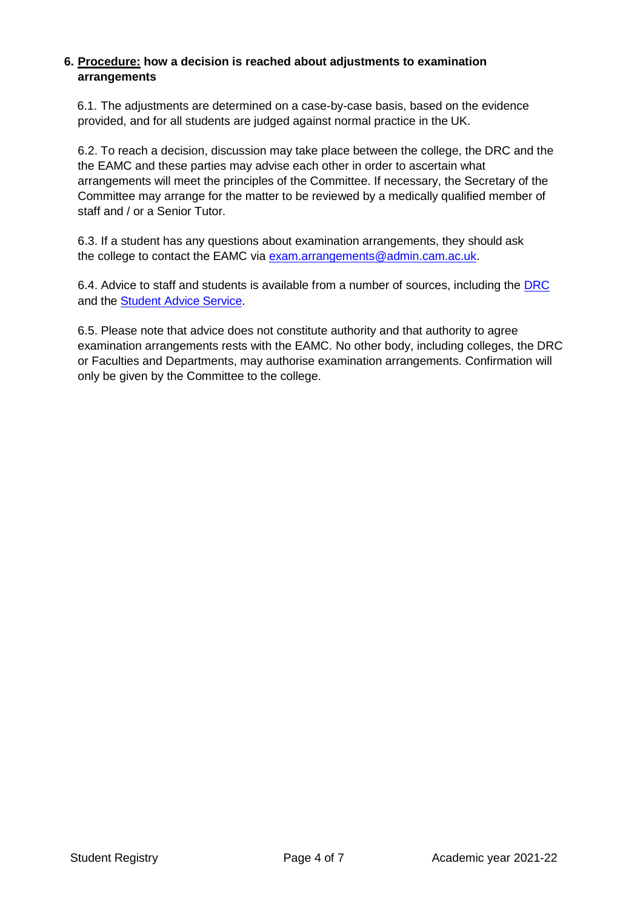## 6. <u>Procedure:</u> how a decision is reached about adjustments to examination arrangements

6.1. The adjustments are determined on a case-by-case basis, based on the evidence provided, and for all students are judged against normal practice in the UK.

6.2. To reach a decision, discussion may take place between the college, the DRC and the the EAMC and these parties may advise each other in order to ascertain what arrangements will meet the principles of the Committee. If necessary, the Secretary of the Committee may arrange for the matter to be reviewed by a medically qualified member of staff and / or a Senior Tutor.

6.3. If a student has any questions about examination arrangements, they should ask the college to contact the EAMC via [exam.arrangements@admin.cam.ac.uk](mailto:exam.arrangements@admin.cam.ac.uk).

6.4. Advice to staff and students is available from a number of sources, including the [DRC](#) and the [Student Advice Service](#).

6.5. Please note that advice does not constitute authority and that authority to agree examination arrangements rests with the EAMC. No other body, including colleges, the DRC or Faculties and Departments, may authorise examination arrangements. Confirmation will only be given by the Committee to the college.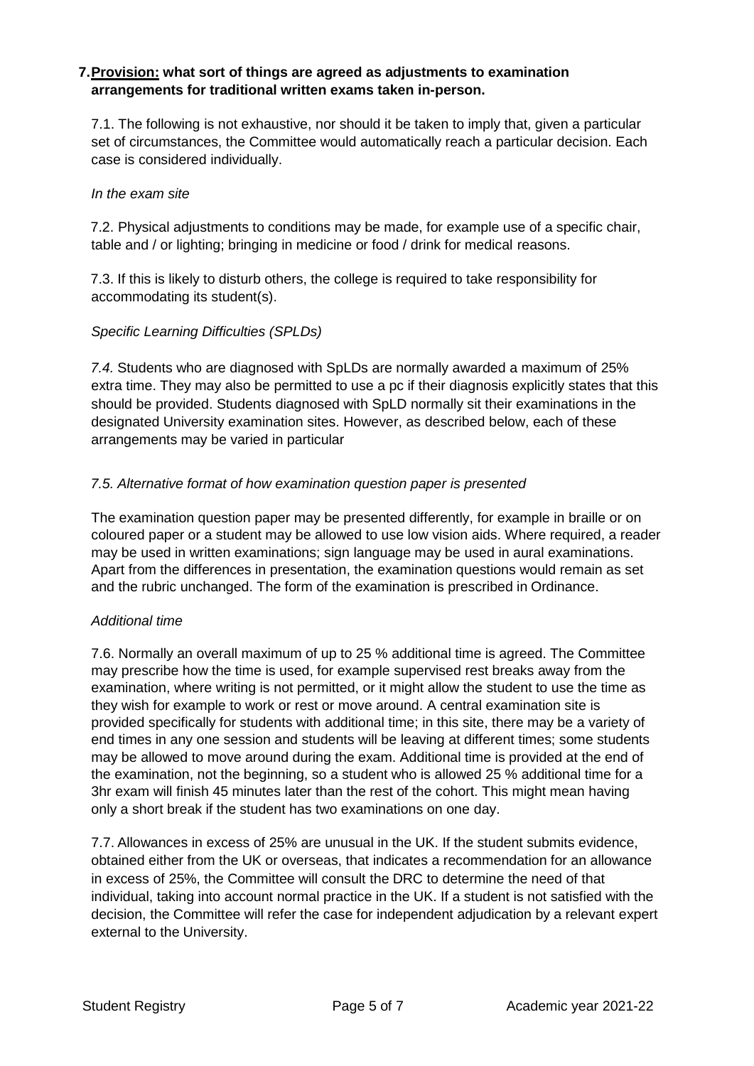## 7. <u>Provision:</u> what sort of things are agreed as adjustments to examination arrangements for traditional written exams taken in-person.

7.1. The following is not exhaustive, nor should it be taken to imply that, given a particular set of circumstances, the Committee would automatically reach a particular decision. Each case is considered individually.

*In the exam site*

7.2. Physical adjustments to conditions may be made, for example use of a specific chair, table and / or lighting; bringing in medicine or food / drink for medical reasons.

7.3. If this is likely to disturb others, the college is required to take responsibility for accommodating its student(s).

*Specific Learning Difficulties (SPLDs)*

*7.4.* Students who are diagnosed with SpLDs are normally awarded a maximum of 25% extra time. They may also be permitted to use a pc if their diagnosis explicitly states that this should be provided. Students diagnosed with SpLD normally sit their examinations in the designated University examination sites. However, as described below, each of these arrangements may be varied in particular

*7.5. Alternative format of how examination question paper is presented*

The examination question paper may be presented differently, for example in braille or on coloured paper or a student may be allowed to use low vision aids. Where required, a reader may be used in written examinations; sign language may be used in aural examinations. Apart from the differences in presentation, the examination questions would remain as set and the rubric unchanged. The form of the examination is prescribed in Ordinance.

*Additional time*

7.6. Normally an overall maximum of up to 25 % additional time is agreed. The Committee may prescribe how the time is used, for example supervised rest breaks away from the examination, where writing is not permitted, or it might allow the student to use the time as they wish for example to work or rest or move around. A central examination site is provided specifically for students with additional time; in this site, there may be a variety of end times in any one session and students will be leaving at different times; some students may be allowed to move around during the exam. Additional time is provided at the end of the examination, not the beginning, so a student who is allowed 25 % additional time for a 3hr exam will finish 45 minutes later than the rest of the cohort. This might mean having only a short break if the student has two examinations on one day.

7.7. Allowances in excess of 25% are unusual in the UK. If the student submits evidence, obtained either from the UK or overseas, that indicates a recommendation for an allowance in excess of 25%, the Committee will consult the DRC to determine the need of that individual, taking into account normal practice in the UK. If a student is not satisfied with the decision, the Committee will refer the case for independent adjudication by a relevant expert external to the University.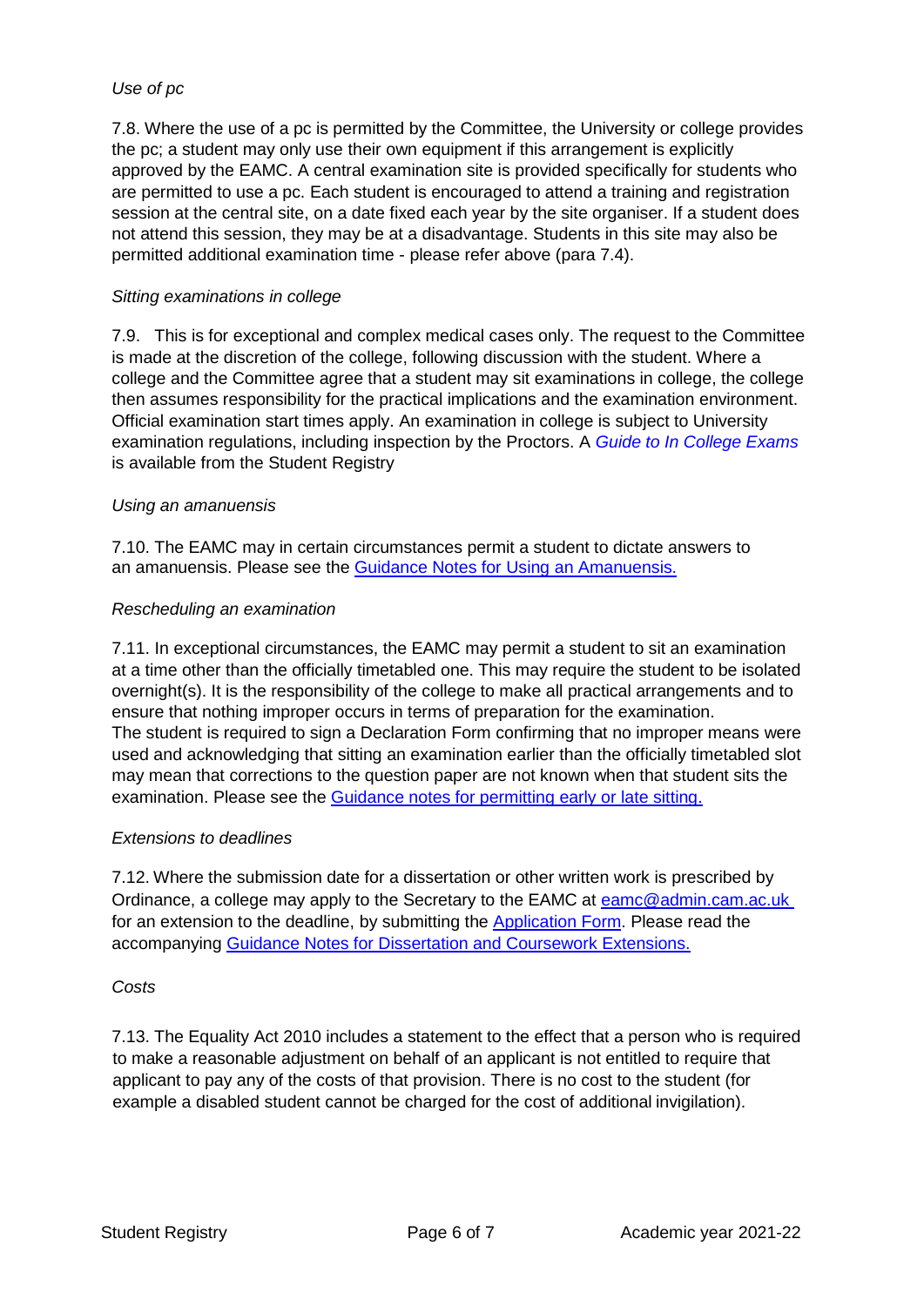*Use of pc*

7.8. Where the use of a pc is permitted by the Committee, the University or college provides the pc; a student may only use their own equipment if this arrangement is explicitly approved by the EAMC. A central examination site is provided specifically for students who are permitted to use a pc. Each student is encouraged to attend a training and registration session at the central site, on a date fixed each year by the site organiser. If a student does not attend this session, they may be at a disadvantage. Students in this site may also be permitted additional examination time - please refer above (para 7.4).

*Sitting examinations in college*

7.9. This is for exceptional and complex medical cases only. The request to the Committee is made at the discretion of the college, following discussion with the student. Where a college and the Committee agree that a student may sit examinations in college, the college then assumes responsibility for the practical implications and the examination environment. Official examination start times apply. An examination in college is subject to University examination regulations, including inspection by the Proctors. A *Guide to In College Exams* is available from the Student Registry

*Using an amanuensis*

7.10. The EAMC may in certain circumstances permit a student to dictate answers to an amanuensis. Please see the Guidance Notes for Using an Amanuensis.

*Rescheduling an examination*

7.11. In exceptional circumstances, the EAMC may permit a student to sit an examination at a time other than the officially timetabled one. This may require the student to be isolated overnight(s). It is the responsibility of the college to make all practical arrangements and to ensure that nothing improper occurs in terms of preparation for the examination.
The student is required to sign a Declaration Form confirming that no improper means were used and acknowledging that sitting an examination earlier than the officially timetabled slot may mean that corrections to the question paper are not known when that student sits the examination. Please see the Guidance notes for permitting early or late sitting.

*Extensions to deadlines*

7.12. Where the submission date for a dissertation or other written work is prescribed by Ordinance, a college may apply to the Secretary to the EAMC at eamc@admin.cam.ac.uk for an extension to the deadline, by submitting the Application Form. Please read the accompanying Guidance Notes for Dissertation and Coursework Extensions.

*Costs*

7.13. The Equality Act 2010 includes a statement to the effect that a person who is required to make a reasonable adjustment on behalf of an applicant is not entitled to require that applicant to pay any of the costs of that provision. There is no cost to the student (for example a disabled student cannot be charged for the cost of additional invigilation).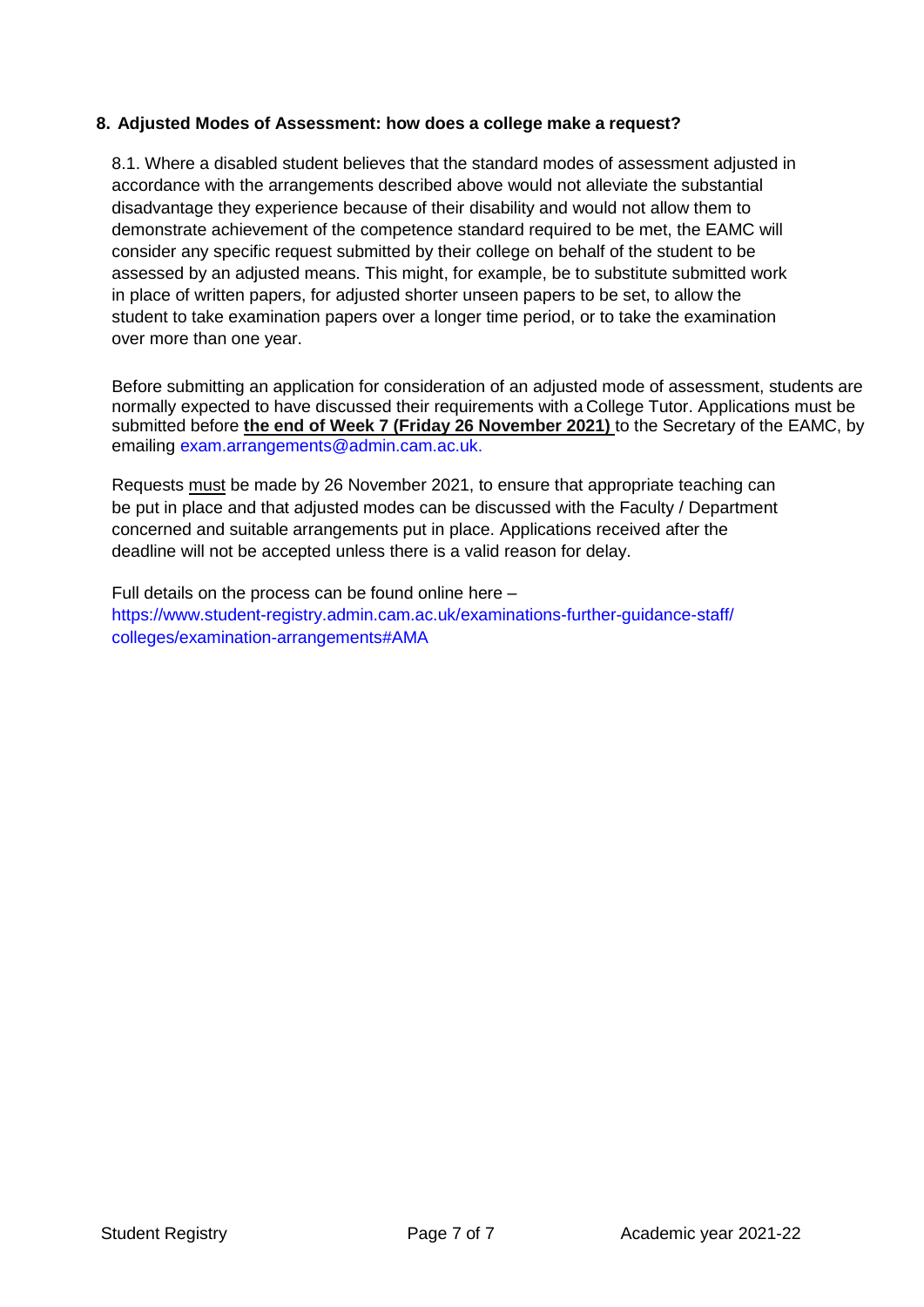## 8. Adjusted Modes of Assessment: how does a college make a request?

8.1. Where a disabled student believes that the standard modes of assessment adjusted in accordance with the arrangements described above would not alleviate the substantial disadvantage they experience because of their disability and would not allow them to demonstrate achievement of the competence standard required to be met, the EAMC will consider any specific request submitted by their college on behalf of the student to be assessed by an adjusted means. This might, for example, be to substitute submitted work in place of written papers, for adjusted shorter unseen papers to be set, to allow the student to take examination papers over a longer time period, or to take the examination over more than one year.

Before submitting an application for consideration of an adjusted mode of assessment, students are normally expected to have discussed their requirements with a College Tutor. Applications must be submitted before **the end of Week 7 (Friday 26 November 2021)** to the Secretary of the EAMC, by emailing exam.arrangements@admin.cam.ac.uk.

Requests must be made by 26 November 2021, to ensure that appropriate teaching can be put in place and that adjusted modes can be discussed with the Faculty / Department concerned and suitable arrangements put in place. Applications received after the deadline will not be accepted unless there is a valid reason for delay.

Full details on the process can be found online here – https://www.student-registry.admin.cam.ac.uk/examinations-further-guidance-staff/colleges/examination-arrangements#AMA